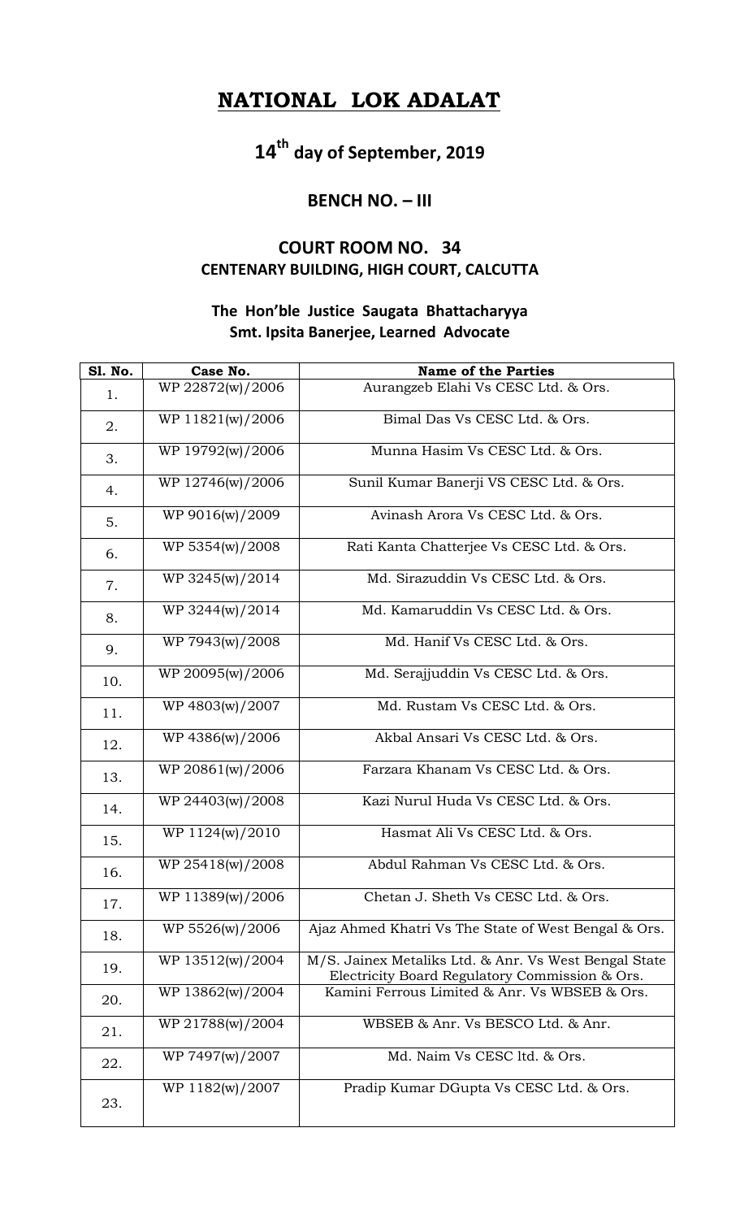# NATIONAL LOK ADALAT

## 14th day of September, 2019

### BENCH NO. – III

### COURT ROOM NO. 34
### CENTENARY BUILDING, HIGH COURT, CALCUTTA

**The Hon'ble Justice Saugata Bhattacharyya**
**Smt. Ipsita Banerjee, Learned Advocate**

| Sl. No. | Case No. | Name of the Parties |
|---|---|---|
| 1. | WP 22872(w)/2006 | Aurangzeb Elahi Vs CESC Ltd. & Ors. |
| 2. | WP 11821(w)/2006 | Bimal Das Vs CESC Ltd. & Ors. |
| 3. | WP 19792(w)/2006 | Munna Hasim Vs CESC Ltd. & Ors. |
| 4. | WP 12746(w)/2006 | Sunil Kumar Banerji VS CESC Ltd. & Ors. |
| 5. | WP 9016(w)/2009 | Avinash Arora Vs CESC Ltd. & Ors. |
| 6. | WP 5354(w)/2008 | Rati Kanta Chatterjee Vs CESC Ltd. & Ors. |
| 7. | WP 3245(w)/2014 | Md. Sirazuddin Vs CESC Ltd. & Ors. |
| 8. | WP 3244(w)/2014 | Md. Kamaruddin Vs CESC Ltd. & Ors. |
| 9. | WP 7943(w)/2008 | Md. Hanif Vs CESC Ltd. & Ors. |
| 10. | WP 20095(w)/2006 | Md. Serajjuddin Vs CESC Ltd. & Ors. |
| 11. | WP 4803(w)/2007 | Md. Rustam Vs CESC Ltd. & Ors. |
| 12. | WP 4386(w)/2006 | Akbal Ansari Vs CESC Ltd. & Ors. |
| 13. | WP 20861(w)/2006 | Farzara Khanam Vs CESC Ltd. & Ors. |
| 14. | WP 24403(w)/2008 | Kazi Nurul Huda Vs CESC Ltd. & Ors. |
| 15. | WP 1124(w)/2010 | Hasmat Ali Vs CESC Ltd. & Ors. |
| 16. | WP 25418(w)/2008 | Abdul Rahman Vs CESC Ltd. & Ors. |
| 17. | WP 11389(w)/2006 | Chetan J. Sheth Vs CESC Ltd. & Ors. |
| 18. | WP 5526(w)/2006 | Ajaz Ahmed Khatri Vs The State of West Bengal & Ors. |
| 19. | WP 13512(w)/2004 | M/S. Jainex Metaliks Ltd. & Anr. Vs West Bengal State Electricity Board Regulatory Commission & Ors. |
| 20. | WP 13862(w)/2004 | Kamini Ferrous Limited & Anr. Vs WBSEB & Ors. |
| 21. | WP 21788(w)/2004 | WBSEB & Anr. Vs BESCO Ltd. & Anr. |
| 22. | WP 7497(w)/2007 | Md. Naim Vs CESC ltd. & Ors. |
| 23. | WP 1182(w)/2007 | Pradip Kumar DGupta Vs CESC Ltd. & Ors. |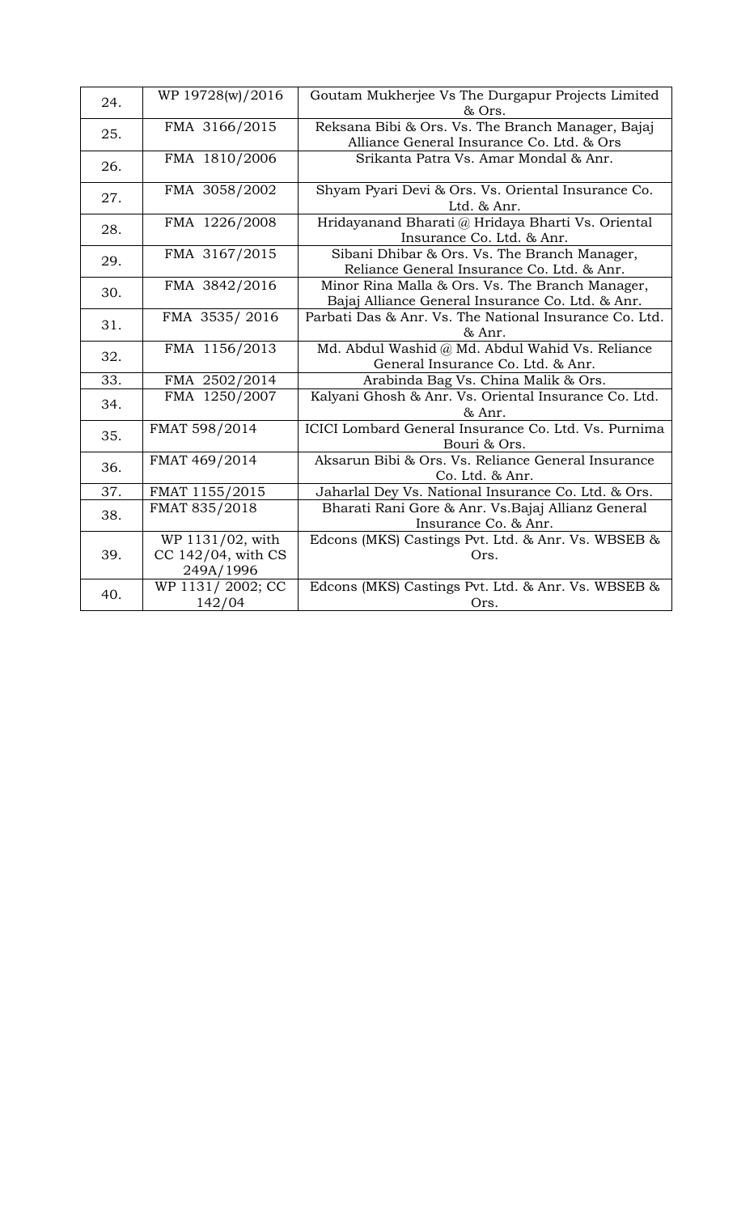| | | |
|---|---|---|
| 24. | WP 19728(w)/2016 | Goutam Mukherjee Vs The Durgapur Projects Limited & Ors. |
| 25. | FMA 3166/2015 | Reksana Bibi & Ors. Vs. The Branch Manager, Bajaj Alliance General Insurance Co. Ltd. & Ors |
| 26. | FMA 1810/2006 | Srikanta Patra Vs. Amar Mondal & Anr. |
| 27. | FMA 3058/2002 | Shyam Pyari Devi & Ors. Vs. Oriental Insurance Co. Ltd. & Anr. |
| 28. | FMA 1226/2008 | Hridayanand Bharati @ Hridaya Bharti Vs. Oriental Insurance Co. Ltd. & Anr. |
| 29. | FMA 3167/2015 | Sibani Dhibar & Ors. Vs. The Branch Manager, Reliance General Insurance Co. Ltd. & Anr. |
| 30. | FMA 3842/2016 | Minor Rina Malla & Ors. Vs. The Branch Manager, Bajaj Alliance General Insurance Co. Ltd. & Anr. |
| 31. | FMA 3535/ 2016 | Parbati Das & Anr. Vs. The National Insurance Co. Ltd. & Anr. |
| 32. | FMA 1156/2013 | Md. Abdul Washid @ Md. Abdul Wahid Vs. Reliance General Insurance Co. Ltd. & Anr. |
| 33. | FMA 2502/2014 | Arabinda Bag Vs. China Malik & Ors. |
| 34. | FMA 1250/2007 | Kalyani Ghosh & Anr. Vs. Oriental Insurance Co. Ltd. & Anr. |
| 35. | FMAT 598/2014 | ICICI Lombard General Insurance Co. Ltd. Vs. Purnima Bouri & Ors. |
| 36. | FMAT 469/2014 | Aksarun Bibi & Ors. Vs. Reliance General Insurance Co. Ltd. & Anr. |
| 37. | FMAT 1155/2015 | Jaharlal Dey Vs. National Insurance Co. Ltd. & Ors. |
| 38. | FMAT 835/2018 | Bharati Rani Gore & Anr. Vs.Bajaj Allianz General Insurance Co. & Anr. |
| 39. | WP 1131/02, with CC 142/04, with CS 249A/1996 | Edcons (MKS) Castings Pvt. Ltd. & Anr. Vs. WBSEB & Ors. |
| 40. | WP 1131/ 2002; CC 142/04 | Edcons (MKS) Castings Pvt. Ltd. & Anr. Vs. WBSEB & Ors. |